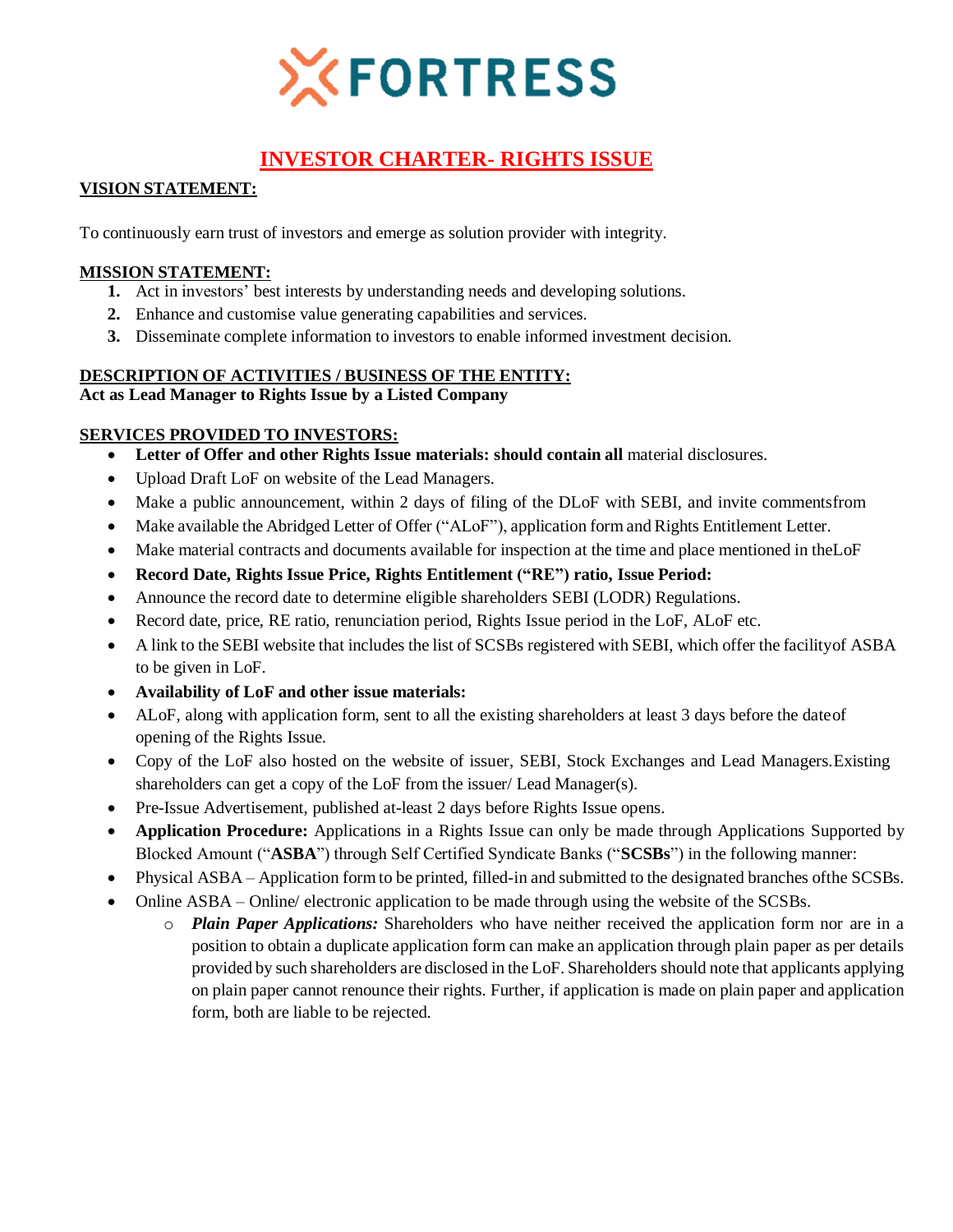# FORTRESS

## INVESTOR CHARTER- RIGHTS ISSUE

**VISION STATEMENT:**

To continuously earn trust of investors and emerge as solution provider with integrity.

**MISSION STATEMENT:**

1. Act in investors' best interests by understanding needs and developing solutions.
2. Enhance and customise value generating capabilities and services.
3. Disseminate complete information to investors to enable informed investment decision.

**DESCRIPTION OF ACTIVITIES / BUSINESS OF THE ENTITY:**
**Act as Lead Manager to Rights Issue by a Listed Company**

**SERVICES PROVIDED TO INVESTORS:**

- **Letter of Offer and other Rights Issue materials: should contain all** material disclosures.
- Upload Draft LoF on website of the Lead Managers.
- Make a public announcement, within 2 days of filing of the DLoF with SEBI, and invite commentsfrom
- Make available the Abridged Letter of Offer ("ALoF"), application form and Rights Entitlement Letter.
- Make material contracts and documents available for inspection at the time and place mentioned in theLoF
- **Record Date, Rights Issue Price, Rights Entitlement ("RE") ratio, Issue Period:**
- Announce the record date to determine eligible shareholders SEBI (LODR) Regulations.
- Record date, price, RE ratio, renunciation period, Rights Issue period in the LoF, ALoF etc.
- A link to the SEBI website that includes the list of SCSBs registered with SEBI, which offer the facilityof ASBA to be given in LoF.
- **Availability of LoF and other issue materials:**
- ALoF, along with application form, sent to all the existing shareholders at least 3 days before the dateof opening of the Rights Issue.
- Copy of the LoF also hosted on the website of issuer, SEBI, Stock Exchanges and Lead Managers.Existing shareholders can get a copy of the LoF from the issuer/ Lead Manager(s).
- Pre-Issue Advertisement, published at-least 2 days before Rights Issue opens.
- **Application Procedure:** Applications in a Rights Issue can only be made through Applications Supported by Blocked Amount ("**ASBA**") through Self Certified Syndicate Banks ("**SCSBs**") in the following manner:
- Physical ASBA – Application form to be printed, filled-in and submitted to the designated branches ofthe SCSBs.
- Online ASBA – Online/ electronic application to be made through using the website of the SCSBs.
  - ***Plain Paper Applications:*** Shareholders who have neither received the application form nor are in a position to obtain a duplicate application form can make an application through plain paper as per details provided by such shareholders are disclosed in the LoF. Shareholders should note that applicants applying on plain paper cannot renounce their rights. Further, if application is made on plain paper and application form, both are liable to be rejected.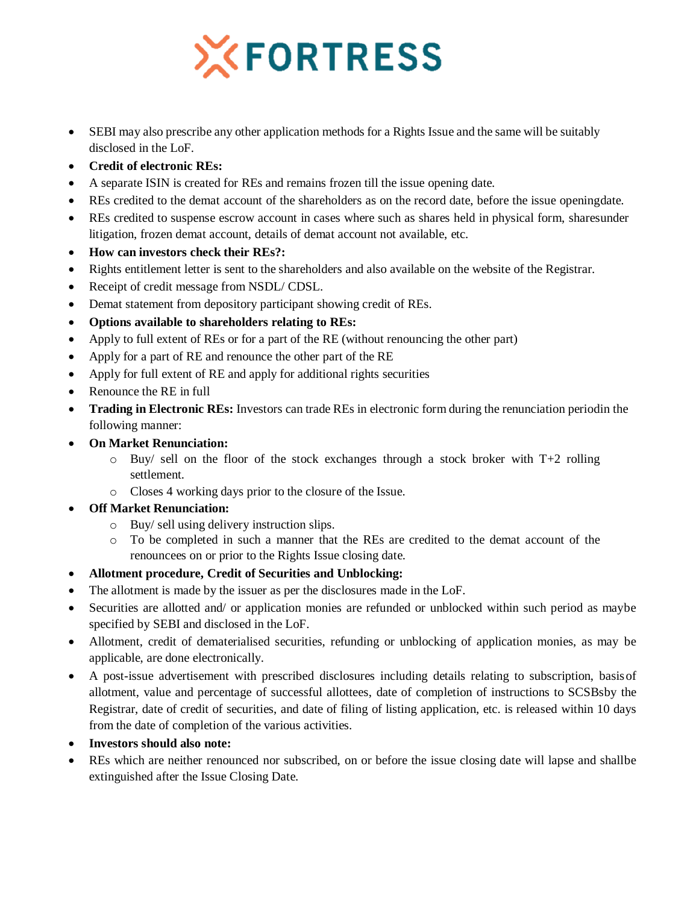- SEBI may also prescribe any other application methods for a Rights Issue and the same will be suitably disclosed in the LoF.
- **Credit of electronic REs:**
- A separate ISIN is created for REs and remains frozen till the issue opening date.
- REs credited to the demat account of the shareholders as on the record date, before the issue openingdate.
- REs credited to suspense escrow account in cases where such as shares held in physical form, sharesunder litigation, frozen demat account, details of demat account not available, etc.
- **How can investors check their REs?:**
- Rights entitlement letter is sent to the shareholders and also available on the website of the Registrar.
- Receipt of credit message from NSDL/ CDSL.
- Demat statement from depository participant showing credit of REs.
- **Options available to shareholders relating to REs:**
- Apply to full extent of REs or for a part of the RE (without renouncing the other part)
- Apply for a part of RE and renounce the other part of the RE
- Apply for full extent of RE and apply for additional rights securities
- Renounce the RE in full
- **Trading in Electronic REs:** Investors can trade REs in electronic form during the renunciation periodin the following manner:
- **On Market Renunciation:**
  - Buy/ sell on the floor of the stock exchanges through a stock broker with T+2 rolling settlement.
  - Closes 4 working days prior to the closure of the Issue.
- **Off Market Renunciation:**
  - Buy/ sell using delivery instruction slips.
  - To be completed in such a manner that the REs are credited to the demat account of the renouncees on or prior to the Rights Issue closing date.
- **Allotment procedure, Credit of Securities and Unblocking:**
- The allotment is made by the issuer as per the disclosures made in the LoF.
- Securities are allotted and/ or application monies are refunded or unblocked within such period as maybe specified by SEBI and disclosed in the LoF.
- Allotment, credit of dematerialised securities, refunding or unblocking of application monies, as may be applicable, are done electronically.
- A post-issue advertisement with prescribed disclosures including details relating to subscription, basis of allotment, value and percentage of successful allottees, date of completion of instructions to SCSBsby the Registrar, date of credit of securities, and date of filing of listing application, etc. is released within 10 days from the date of completion of the various activities.
- **Investors should also note:**
- REs which are neither renounced nor subscribed, on or before the issue closing date will lapse and shallbe extinguished after the Issue Closing Date.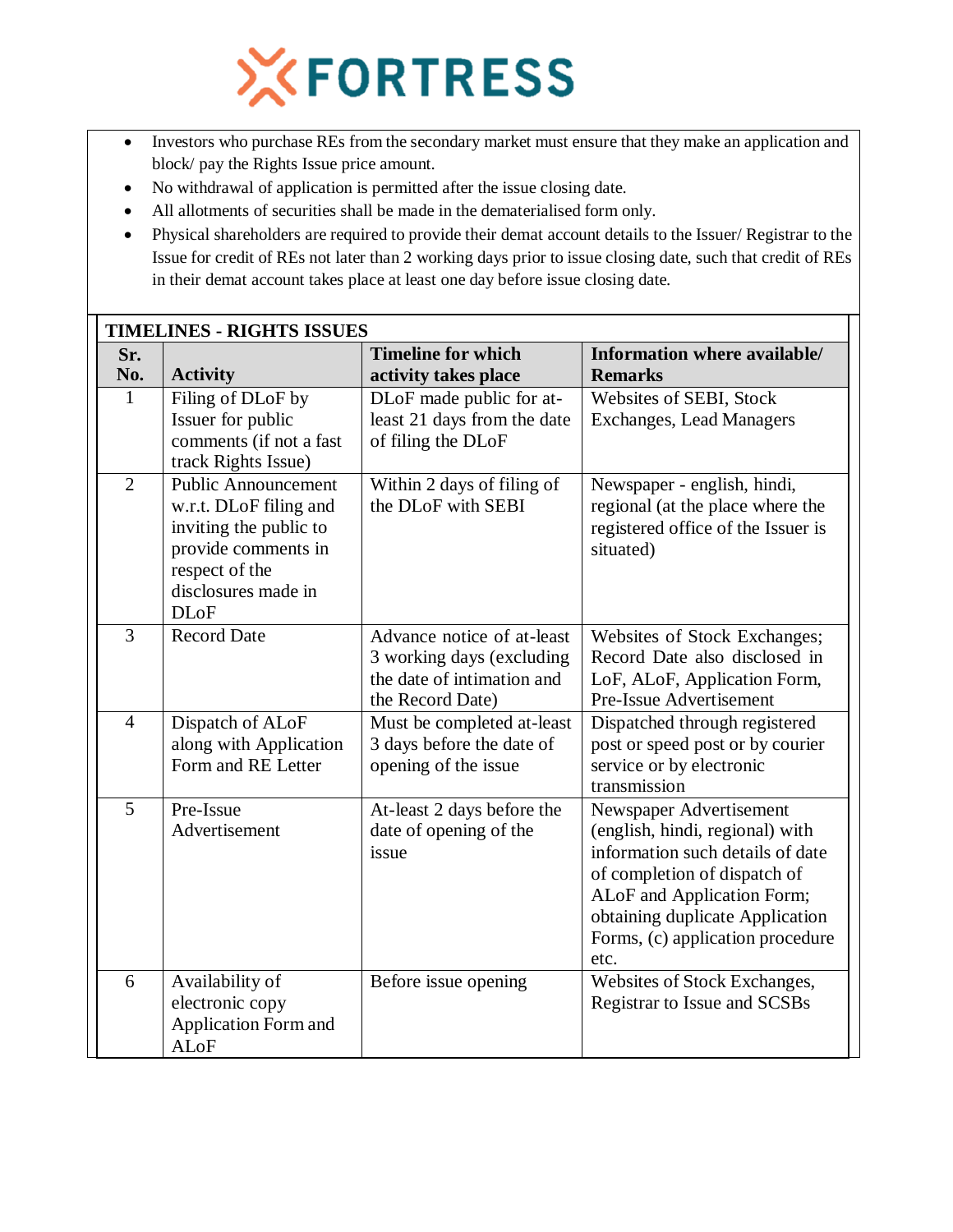- Investors who purchase REs from the secondary market must ensure that they make an application and block/ pay the Rights Issue price amount.
- No withdrawal of application is permitted after the issue closing date.
- All allotments of securities shall be made in the dematerialised form only.
- Physical shareholders are required to provide their demat account details to the Issuer/ Registrar to the Issue for credit of REs not later than 2 working days prior to issue closing date, such that credit of REs in their demat account takes place at least one day before issue closing date.

**TIMELINES - RIGHTS ISSUES**

| Sr. No. | Activity | Timeline for which activity takes place | Information where available/ Remarks |
|---|---|---|---|
| 1 | Filing of DLoF by Issuer for public comments (if not a fast track Rights Issue) | DLoF made public for at-least 21 days from the date of filing the DLoF | Websites of SEBI, Stock Exchanges, Lead Managers |
| 2 | Public Announcement w.r.t. DLoF filing and inviting the public to provide comments in respect of the disclosures made in DLoF | Within 2 days of filing of the DLoF with SEBI | Newspaper - english, hindi, regional (at the place where the registered office of the Issuer is situated) |
| 3 | Record Date | Advance notice of at-least 3 working days (excluding the date of intimation and the Record Date) | Websites of Stock Exchanges; Record Date also disclosed in LoF, ALoF, Application Form, Pre-Issue Advertisement |
| 4 | Dispatch of ALoF along with Application Form and RE Letter | Must be completed at-least 3 days before the date of opening of the issue | Dispatched through registered post or speed post or by courier service or by electronic transmission |
| 5 | Pre-Issue Advertisement | At-least 2 days before the date of opening of the issue | Newspaper Advertisement (english, hindi, regional) with information such details of date of completion of dispatch of ALoF and Application Form; obtaining duplicate Application Forms, (c) application procedure etc. |
| 6 | Availability of electronic copy Application Form and ALoF | Before issue opening | Websites of Stock Exchanges, Registrar to Issue and SCSBs |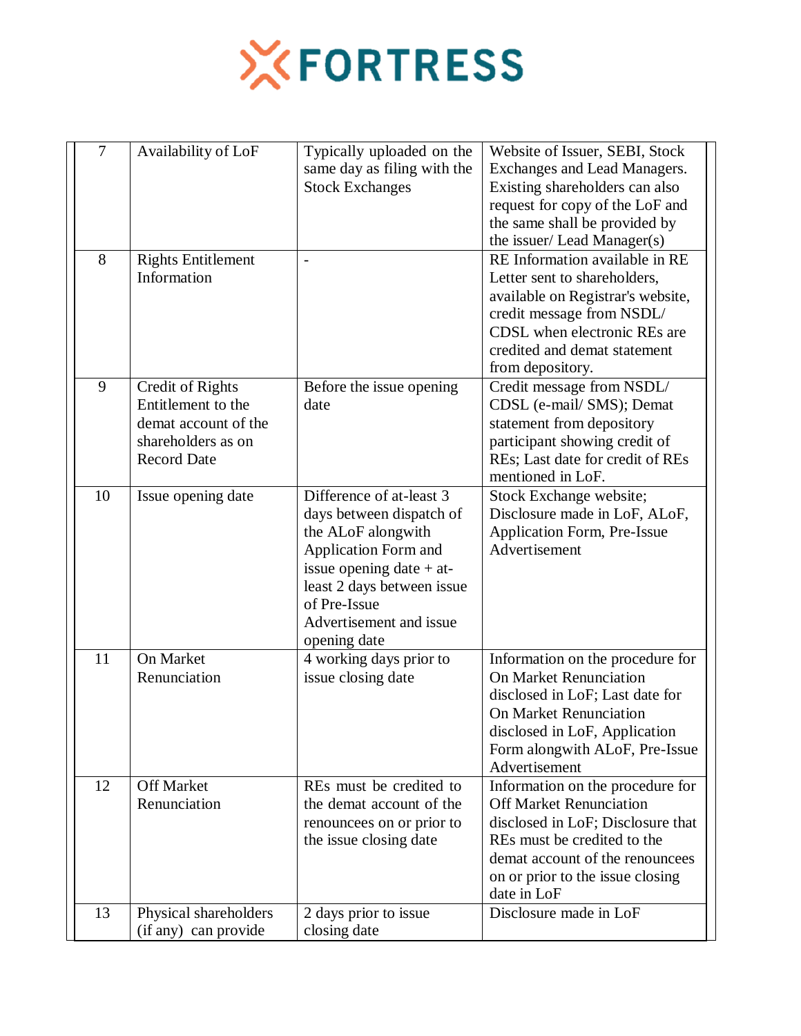| 7 | Availability of LoF | Typically uploaded on the same day as filing with the Stock Exchanges | Website of Issuer, SEBI, Stock Exchanges and Lead Managers. Existing shareholders can also request for copy of the LoF and the same shall be provided by the issuer/ Lead Manager(s) |
|---|---|---|---|
| 8 | Rights Entitlement Information | - | RE Information available in RE Letter sent to shareholders, available on Registrar's website, credit message from NSDL/ CDSL when electronic REs are credited and demat statement from depository. |
| 9 | Credit of Rights Entitlement to the demat account of the shareholders as on Record Date | Before the issue opening date | Credit message from NSDL/ CDSL (e-mail/ SMS); Demat statement from depository participant showing credit of REs; Last date for credit of REs mentioned in LoF. |
| 10 | Issue opening date | Difference of at-least 3 days between dispatch of the ALoF alongwith Application Form and issue opening date + at-least 2 days between issue of Pre-Issue Advertisement and issue opening date | Stock Exchange website; Disclosure made in LoF, ALoF, Application Form, Pre-Issue Advertisement |
| 11 | On Market Renunciation | 4 working days prior to issue closing date | Information on the procedure for On Market Renunciation disclosed in LoF; Last date for On Market Renunciation disclosed in LoF, Application Form alongwith ALoF, Pre-Issue Advertisement |
| 12 | Off Market Renunciation | REs must be credited to the demat account of the renouncees on or prior to the issue closing date | Information on the procedure for Off Market Renunciation disclosed in LoF; Disclosure that REs must be credited to the demat account of the renouncees on or prior to the issue closing date in LoF |
| 13 | Physical shareholders (if any) can provide | 2 days prior to issue closing date | Disclosure made in LoF |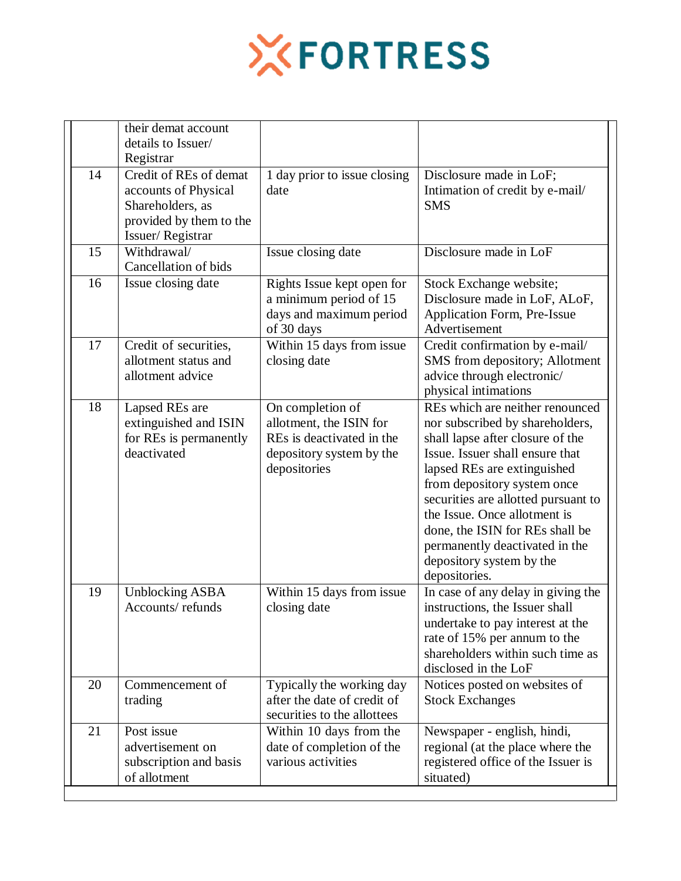| | | | |
|---|---|---|---|
| | their demat account details to Issuer/ Registrar | | |
| 14 | Credit of REs of demat accounts of Physical Shareholders, as provided by them to the Issuer/ Registrar | 1 day prior to issue closing date | Disclosure made in LoF; Intimation of credit by e-mail/ SMS |
| 15 | Withdrawal/ Cancellation of bids | Issue closing date | Disclosure made in LoF |
| 16 | Issue closing date | Rights Issue kept open for a minimum period of 15 days and maximum period of 30 days | Stock Exchange website; Disclosure made in LoF, ALoF, Application Form, Pre-Issue Advertisement |
| 17 | Credit of securities, allotment status and allotment advice | Within 15 days from issue closing date | Credit confirmation by e-mail/ SMS from depository; Allotment advice through electronic/ physical intimations |
| 18 | Lapsed REs are extinguished and ISIN for REs is permanently deactivated | On completion of allotment, the ISIN for REs is deactivated in the depository system by the depositories | REs which are neither renounced nor subscribed by shareholders, shall lapse after closure of the Issue. Issuer shall ensure that lapsed REs are extinguished from depository system once securities are allotted pursuant to the Issue. Once allotment is done, the ISIN for REs shall be permanently deactivated in the depository system by the depositories. |
| 19 | Unblocking ASBA Accounts/ refunds | Within 15 days from issue closing date | In case of any delay in giving the instructions, the Issuer shall undertake to pay interest at the rate of 15% per annum to the shareholders within such time as disclosed in the LoF |
| 20 | Commencement of trading | Typically the working day after the date of credit of securities to the allottees | Notices posted on websites of Stock Exchanges |
| 21 | Post issue advertisement on subscription and basis of allotment | Within 10 days from the date of completion of the various activities | Newspaper - english, hindi, regional (at the place where the registered office of the Issuer is situated) |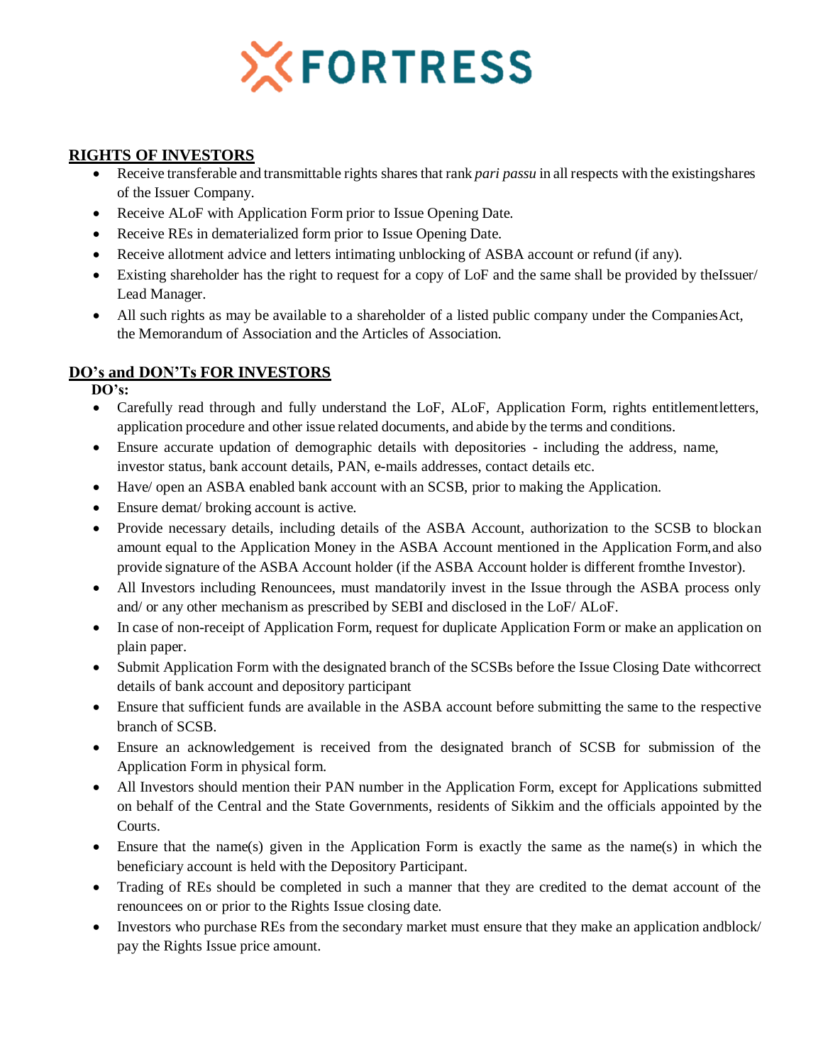**FORTRESS**

## RIGHTS OF INVESTORS

- Receive transferable and transmittable rights shares that rank *pari passu* in all respects with the existingshares of the Issuer Company.
- Receive ALoF with Application Form prior to Issue Opening Date.
- Receive REs in dematerialized form prior to Issue Opening Date.
- Receive allotment advice and letters intimating unblocking of ASBA account or refund (if any).
- Existing shareholder has the right to request for a copy of LoF and the same shall be provided by theIssuer/ Lead Manager.
- All such rights as may be available to a shareholder of a listed public company under the CompaniesAct, the Memorandum of Association and the Articles of Association.

## DO's and DON'Ts FOR INVESTORS

**DO's:**

- Carefully read through and fully understand the LoF, ALoF, Application Form, rights entitlementletters, application procedure and other issue related documents, and abide by the terms and conditions.
- Ensure accurate updation of demographic details with depositories - including the address, name, investor status, bank account details, PAN, e-mails addresses, contact details etc.
- Have/ open an ASBA enabled bank account with an SCSB, prior to making the Application.
- Ensure demat/ broking account is active.
- Provide necessary details, including details of the ASBA Account, authorization to the SCSB to blockan amount equal to the Application Money in the ASBA Account mentioned in the Application Form,and also provide signature of the ASBA Account holder (if the ASBA Account holder is different fromthe Investor).
- All Investors including Renouncees, must mandatorily invest in the Issue through the ASBA process only and/ or any other mechanism as prescribed by SEBI and disclosed in the LoF/ ALoF.
- In case of non-receipt of Application Form, request for duplicate Application Form or make an application on plain paper.
- Submit Application Form with the designated branch of the SCSBs before the Issue Closing Date withcorrect details of bank account and depository participant
- Ensure that sufficient funds are available in the ASBA account before submitting the same to the respective branch of SCSB.
- Ensure an acknowledgement is received from the designated branch of SCSB for submission of the Application Form in physical form.
- All Investors should mention their PAN number in the Application Form, except for Applications submitted on behalf of the Central and the State Governments, residents of Sikkim and the officials appointed by the Courts.
- Ensure that the name(s) given in the Application Form is exactly the same as the name(s) in which the beneficiary account is held with the Depository Participant.
- Trading of REs should be completed in such a manner that they are credited to the demat account of the renouncees on or prior to the Rights Issue closing date.
- Investors who purchase REs from the secondary market must ensure that they make an application andblock/ pay the Rights Issue price amount.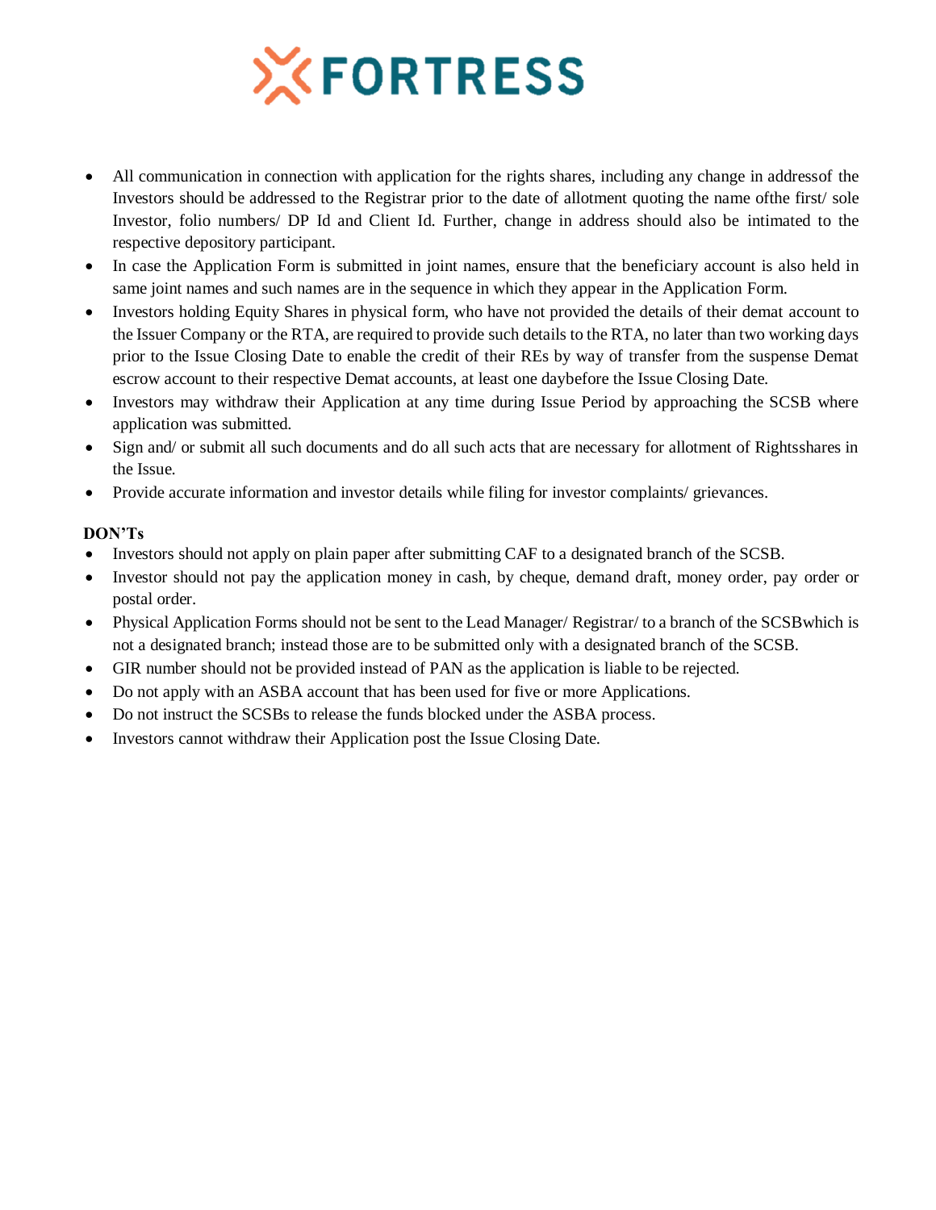- All communication in connection with application for the rights shares, including any change in addressof the Investors should be addressed to the Registrar prior to the date of allotment quoting the name ofthe first/ sole Investor, folio numbers/ DP Id and Client Id. Further, change in address should also be intimated to the respective depository participant.
- In case the Application Form is submitted in joint names, ensure that the beneficiary account is also held in same joint names and such names are in the sequence in which they appear in the Application Form.
- Investors holding Equity Shares in physical form, who have not provided the details of their demat account to the Issuer Company or the RTA, are required to provide such details to the RTA, no later than two working days prior to the Issue Closing Date to enable the credit of their REs by way of transfer from the suspense Demat escrow account to their respective Demat accounts, at least one daybefore the Issue Closing Date.
- Investors may withdraw their Application at any time during Issue Period by approaching the SCSB where application was submitted.
- Sign and/ or submit all such documents and do all such acts that are necessary for allotment of Rightsshares in the Issue.
- Provide accurate information and investor details while filing for investor complaints/ grievances.

**DON'Ts**

- Investors should not apply on plain paper after submitting CAF to a designated branch of the SCSB.
- Investor should not pay the application money in cash, by cheque, demand draft, money order, pay order or postal order.
- Physical Application Forms should not be sent to the Lead Manager/ Registrar/ to a branch of the SCSBwhich is not a designated branch; instead those are to be submitted only with a designated branch of the SCSB.
- GIR number should not be provided instead of PAN as the application is liable to be rejected.
- Do not apply with an ASBA account that has been used for five or more Applications.
- Do not instruct the SCSBs to release the funds blocked under the ASBA process.
- Investors cannot withdraw their Application post the Issue Closing Date.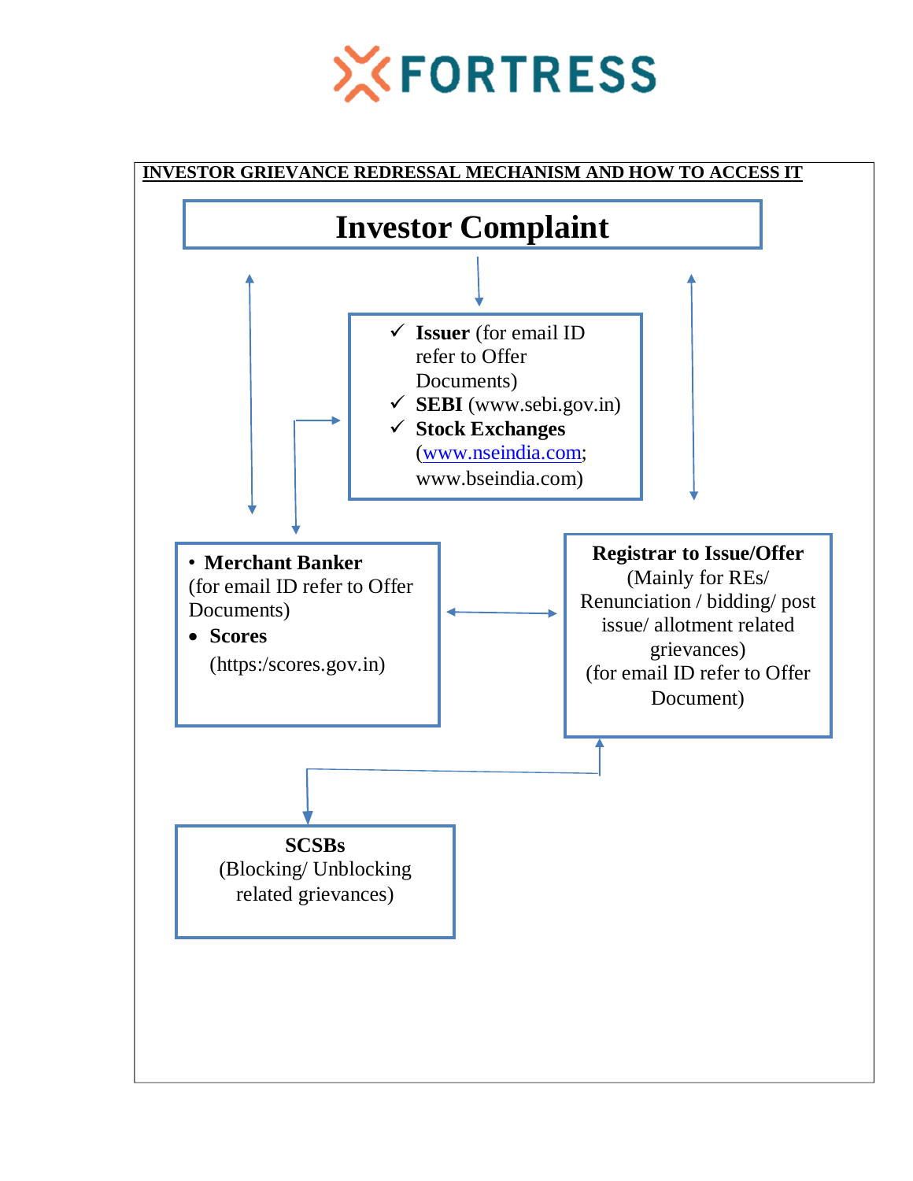**INVESTOR GRIEVANCE REDRESSAL MECHANISM AND HOW TO ACCESS IT**

# Investor Complaint

- ✓ **Issuer** (for email ID refer to Offer Documents)
- ✓ **SEBI** (www.sebi.gov.in)
- ✓ **Stock Exchanges** (www.nseindia.com; www.bseindia.com)

---

- **Merchant Banker** (for email ID refer to Offer Documents)
- **Scores** (https:/scores.gov.in)

---

**Registrar to Issue/Offer**
(Mainly for REs/ Renunciation / bidding/ post issue/ allotment related grievances)
(for email ID refer to Offer Document)

---

**SCSBs**
(Blocking/ Unblocking related grievances)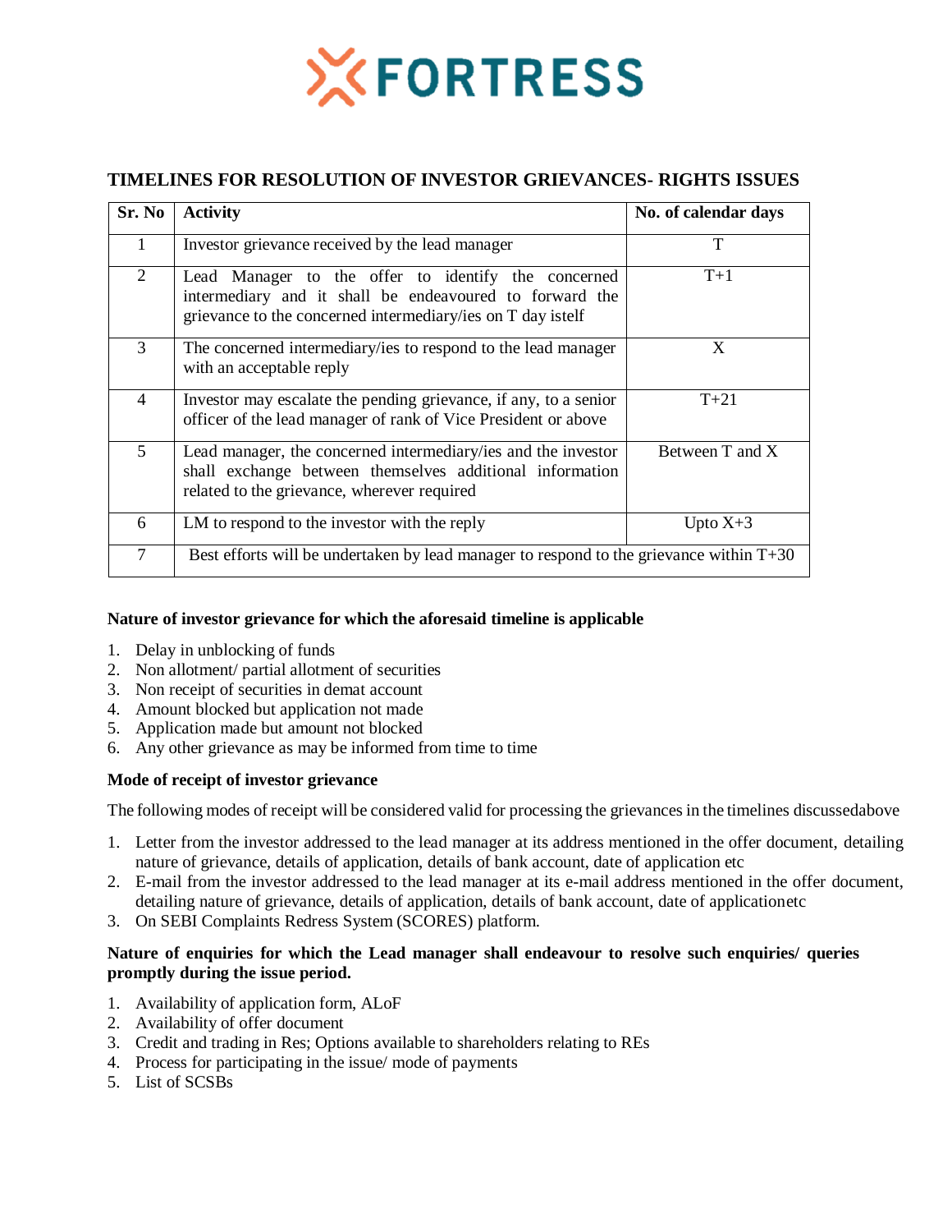## TIMELINES FOR RESOLUTION OF INVESTOR GRIEVANCES- RIGHTS ISSUES

| Sr. No | Activity | No. of calendar days |
|---|---|---|
| 1 | Investor grievance received by the lead manager | T |
| 2 | Lead Manager to the offer to identify the concerned intermediary and it shall be endeavoured to forward the grievance to the concerned intermediary/ies on T day istelf | T+1 |
| 3 | The concerned intermediary/ies to respond to the lead manager with an acceptable reply | X |
| 4 | Investor may escalate the pending grievance, if any, to a senior officer of the lead manager of rank of Vice President or above | T+21 |
| 5 | Lead manager, the concerned intermediary/ies and the investor shall exchange between themselves additional information related to the grievance, wherever required | Between T and X |
| 6 | LM to respond to the investor with the reply | Upto X+3 |
| 7 | Best efforts will be undertaken by lead manager to respond to the grievance within T+30 | |

**Nature of investor grievance for which the aforesaid timeline is applicable**

1. Delay in unblocking of funds
2. Non allotment/ partial allotment of securities
3. Non receipt of securities in demat account
4. Amount blocked but application not made
5. Application made but amount not blocked
6. Any other grievance as may be informed from time to time

**Mode of receipt of investor grievance**

The following modes of receipt will be considered valid for processing the grievances in the timelines discussedabove

1. Letter from the investor addressed to the lead manager at its address mentioned in the offer document, detailing nature of grievance, details of application, details of bank account, date of application etc
2. E-mail from the investor addressed to the lead manager at its e-mail address mentioned in the offer document, detailing nature of grievance, details of application, details of bank account, date of applicationetc
3. On SEBI Complaints Redress System (SCORES) platform.

**Nature of enquiries for which the Lead manager shall endeavour to resolve such enquiries/ queries promptly during the issue period.**

1. Availability of application form, ALoF
2. Availability of offer document
3. Credit and trading in Res; Options available to shareholders relating to REs
4. Process for participating in the issue/ mode of payments
5. List of SCSBs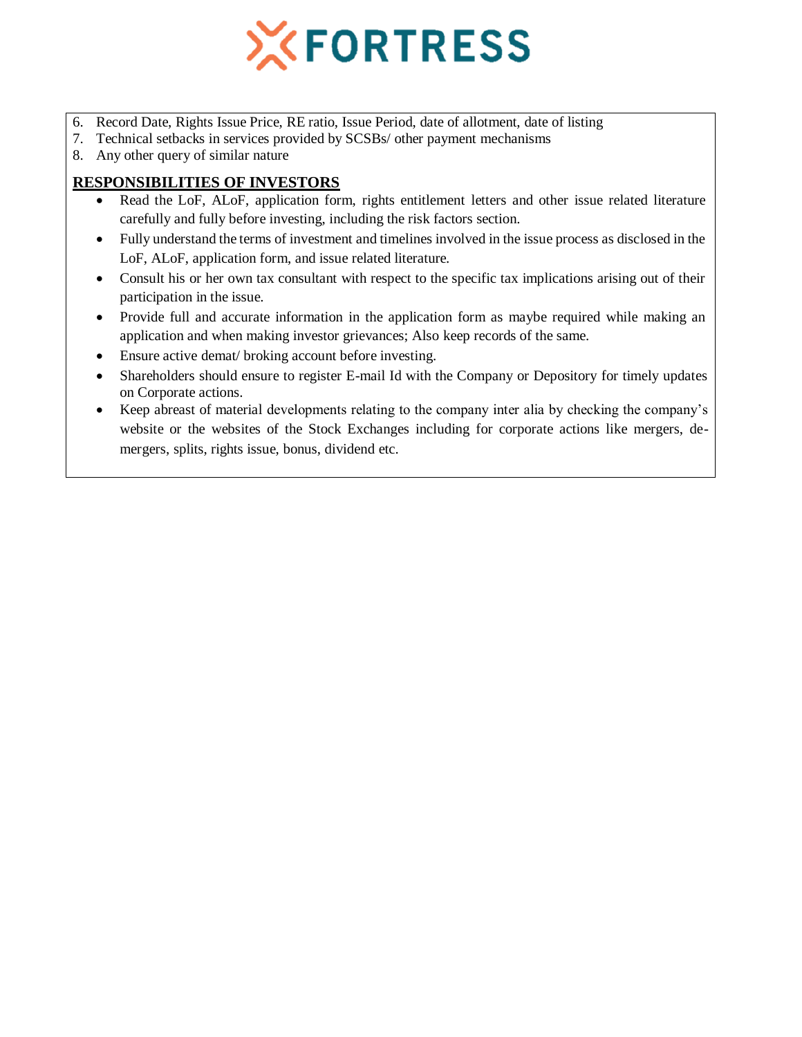6. Record Date, Rights Issue Price, RE ratio, Issue Period, date of allotment, date of listing
7. Technical setbacks in services provided by SCSBs/ other payment mechanisms
8. Any other query of similar nature

## RESPONSIBILITIES OF INVESTORS

- Read the LoF, ALoF, application form, rights entitlement letters and other issue related literature carefully and fully before investing, including the risk factors section.
- Fully understand the terms of investment and timelines involved in the issue process as disclosed in the LoF, ALoF, application form, and issue related literature.
- Consult his or her own tax consultant with respect to the specific tax implications arising out of their participation in the issue.
- Provide full and accurate information in the application form as maybe required while making an application and when making investor grievances; Also keep records of the same.
- Ensure active demat/ broking account before investing.
- Shareholders should ensure to register E-mail Id with the Company or Depository for timely updates on Corporate actions.
- Keep abreast of material developments relating to the company inter alia by checking the company's website or the websites of the Stock Exchanges including for corporate actions like mergers, de-mergers, splits, rights issue, bonus, dividend etc.